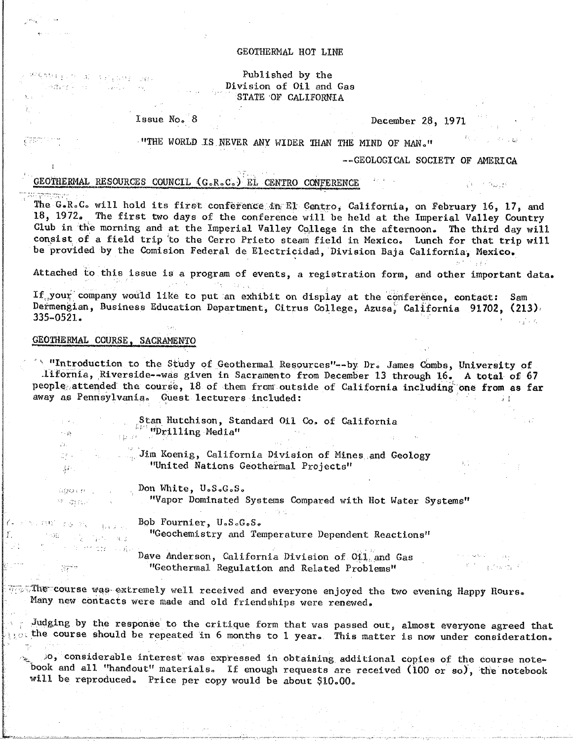# GEOTHERMAL HOT LINE

Published by the
Division of Oil and Gas
STATE OF CALIFORNIA

Issue No. 8 — December 28, 1971

"THE WORLD IS NEVER ANY WIDER THAN THE MIND OF MAN."

--GEOLOGICAL SOCIETY OF AMERICA

## GEOTHERMAL RESOURCES COUNCIL (G.R.C.) EL CENTRO CONFERENCE

The G.R.C. will hold its first conference in El Centro, California, on February 16, 17, and 18, 1972. The first two days of the conference will be held at the Imperial Valley Country Club in the morning and at the Imperial Valley College in the afternoon. The third day will consist of a field trip to the Cerro Prieto steam field in Mexico. Lunch for that trip will be provided by the Comision Federal de Electricidad, Division Baja California, Mexico.

Attached to this issue is a program of events, a registration form, and other important data.

If your company would like to put an exhibit on display at the conference, contact: Sam Dermengian, Business Education Department, Citrus College, Azusa, California 91702, (213) 335-0521.

## GEOTHERMAL COURSE, SACRAMENTO

"Introduction to the Study of Geothermal Resources"--by Dr. James Combs, University of California, Riverside--was given in Sacramento from December 13 through 16. A total of 67 people attended the course, 18 of them from outside of California including one from as far away as Pennsylvania. Guest lecturers included:

Stan Hutchison, Standard Oil Co. of California
"Drilling Media"

Jim Koenig, California Division of Mines and Geology
"United Nations Geothermal Projects"

Don White, U.S.G.S.
"Vapor Dominated Systems Compared with Hot Water Systems"

Bob Fournier, U.S.G.S.
"Geochemistry and Temperature Dependent Reactions"

Dave Anderson, California Division of Oil and Gas
"Geothermal Regulation and Related Problems"

The course was extremely well received and everyone enjoyed the two evening Happy Hours. Many new contacts were made and old friendships were renewed.

Judging by the response to the critique form that was passed out, almost everyone agreed that the course should be repeated in 6 months to 1 year. This matter is now under consideration.

Also, considerable interest was expressed in obtaining additional copies of the course notebook and all "handout" materials. If enough requests are received (100 or so), the notebook will be reproduced. Price per copy would be about $10.00.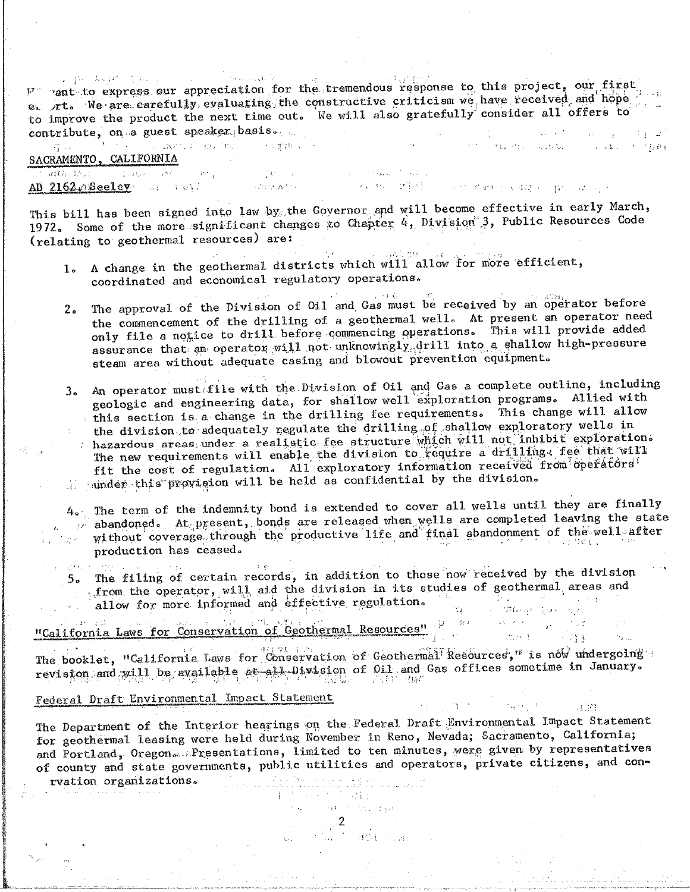We want to express our appreciation for the tremendous response to this project, our first effort. We are carefully evaluating the constructive criticism we have received and hope to improve the product the next time out. We will also gratefully consider all offers to contribute, on a guest speaker basis.

## SACRAMENTO, CALIFORNIA

### AB 2162, Seeley

This bill has been signed into law by the Governor and will become effective in early March, 1972. Some of the more significant changes to Chapter 4, Division 3, Public Resources Code (relating to geothermal resources) are:

1. A change in the geothermal districts which will allow for more efficient, coordinated and economical regulatory operations.
2. The approval of the Division of Oil and Gas must be received by an operator before the commencement of the drilling of a geothermal well. At present an operator need only file a notice to drill before commencing operations. This will provide added assurance that an operator will not unknowingly drill into a shallow high-pressure steam area without adequate casing and blowout prevention equipment.
3. An operator must file with the Division of Oil and Gas a complete outline, including geologic and engineering data, for shallow well exploration programs. Allied with this section is a change in the drilling fee requirements. This change will allow the division to adequately regulate the drilling of shallow exploratory wells in hazardous areas under a realistic fee structure which will not inhibit exploration. The new requirements will enable the division to require a drilling fee that will fit the cost of regulation. All exploratory information received from operators under this provision will be held as confidential by the division.
4. The term of the indemnity bond is extended to cover all wells until they are finally abandoned. At present, bonds are released when wells are completed leaving the state without coverage through the productive life and final abandonment of the well after production has ceased.
5. The filing of certain records, in addition to those now received by the division from the operator, will aid the division in its studies of geothermal areas and allow for more informed and effective regulation.

### "California Laws for Conservation of Geothermal Resources"

The booklet, "California Laws for Conservation of Geothermal Resources," is now undergoing revision and will be available at all Division of Oil and Gas offices sometime in January.

### Federal Draft Environmental Impact Statement

The Department of the Interior hearings on the Federal Draft Environmental Impact Statement for geothermal leasing were held during November in Reno, Nevada; Sacramento, California; and Portland, Oregon. Presentations, limited to ten minutes, were given by representatives of county and state governments, public utilities and operators, private citizens, and conservation organizations.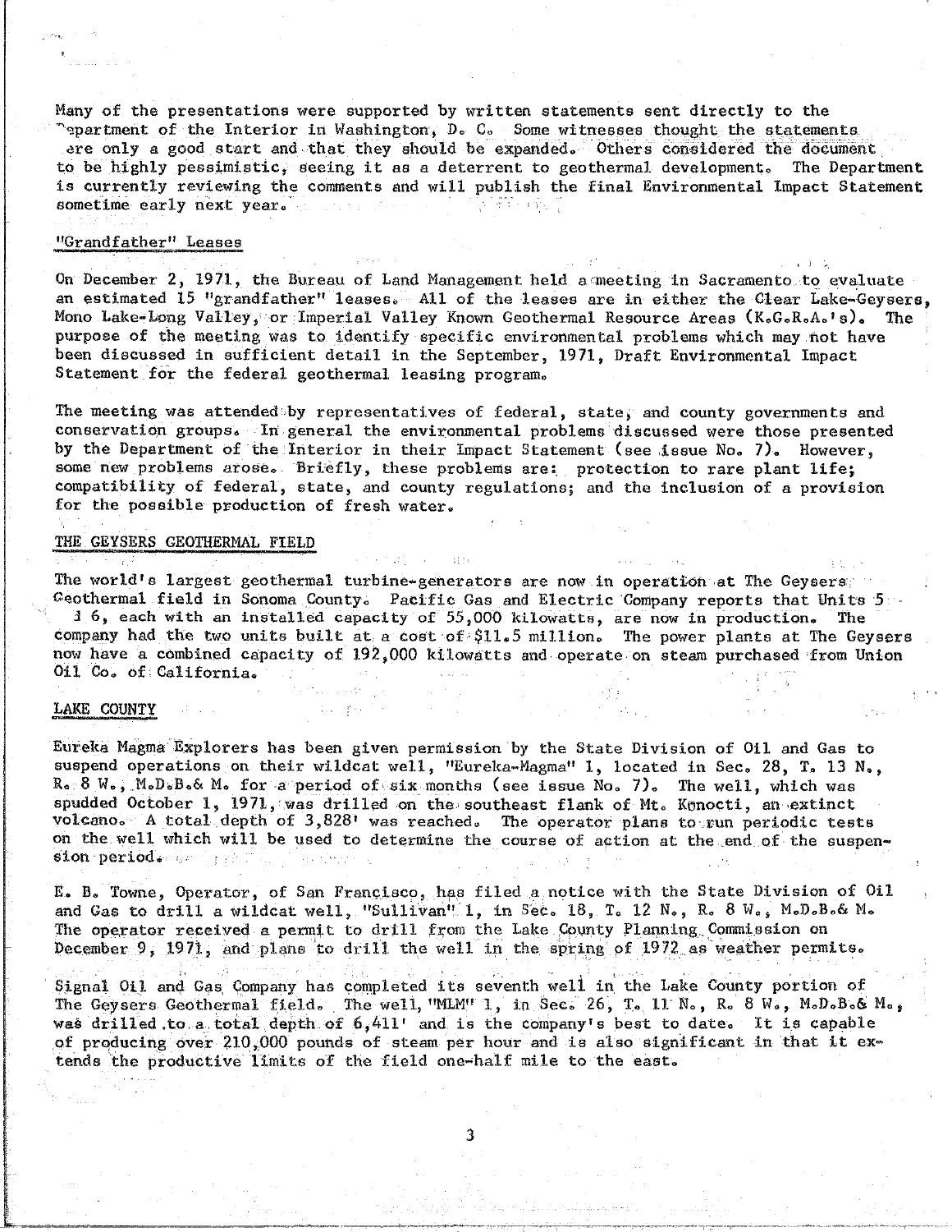Many of the presentations were supported by written statements sent directly to the Department of the Interior in Washington, D. C. Some witnesses thought the statements were only a good start and that they should be expanded. Others considered the document to be highly pessimistic, seeing it as a deterrent to geothermal development. The Department is currently reviewing the comments and will publish the final Environmental Impact Statement sometime early next year.

## "Grandfather" Leases

On December 2, 1971, the Bureau of Land Management held a meeting in Sacramento to evaluate an estimated 15 "grandfather" leases. All of the leases are in either the Clear Lake-Geysers, Mono Lake-Long Valley, or Imperial Valley Known Geothermal Resource Areas (K.G.R.A.'s). The purpose of the meeting was to identify specific environmental problems which may not have been discussed in sufficient detail in the September, 1971, Draft Environmental Impact Statement for the federal geothermal leasing program.

The meeting was attended by representatives of federal, state, and county governments and conservation groups. In general the environmental problems discussed were those presented by the Department of the Interior in their Impact Statement (see issue No. 7). However, some new problems arose. Briefly, these problems are: protection to rare plant life; compatibility of federal, state, and county regulations; and the inclusion of a provision for the possible production of fresh water.

## THE GEYSERS GEOTHERMAL FIELD

The world's largest geothermal turbine-generators are now in operation at The Geysers Geothermal field in Sonoma County. Pacific Gas and Electric Company reports that Units 5 and 6, each with an installed capacity of 55,000 kilowatts, are now in production. The company had the two units built at a cost of $11.5 million. The power plants at The Geysers now have a combined capacity of 192,000 kilowatts and operate on steam purchased from Union Oil Co. of California.

## LAKE COUNTY

Eureka Magma Explorers has been given permission by the State Division of Oil and Gas to suspend operations on their wildcat well, "Eureka-Magma" 1, located in Sec. 28, T. 13 N., R. 8 W., M.D.B.& M. for a period of six months (see issue No. 7). The well, which was spudded October 1, 1971, was drilled on the southeast flank of Mt. Konocti, an extinct volcano. A total depth of 3,828' was reached. The operator plans to run periodic tests on the well which will be used to determine the course of action at the end of the suspension period.

E. B. Towne, Operator, of San Francisco, has filed a notice with the State Division of Oil and Gas to drill a wildcat well, "Sullivan" 1, in Sec. 18, T. 12 N., R. 8 W., M.D.B.& M. The operator received a permit to drill from the Lake County Planning Commission on December 9, 1971, and plans to drill the well in the spring of 1972 as weather permits.

Signal Oil and Gas Company has completed its seventh well in the Lake County portion of The Geysers Geothermal field. The well, "MLM" 1, in Sec. 26, T. 11 N., R. 8 W., M.D.B.& M., was drilled to a total depth of 6,411' and is the company's best to date. It is capable of producing over 210,000 pounds of steam per hour and is also significant in that it extends the productive limits of the field one-half mile to the east.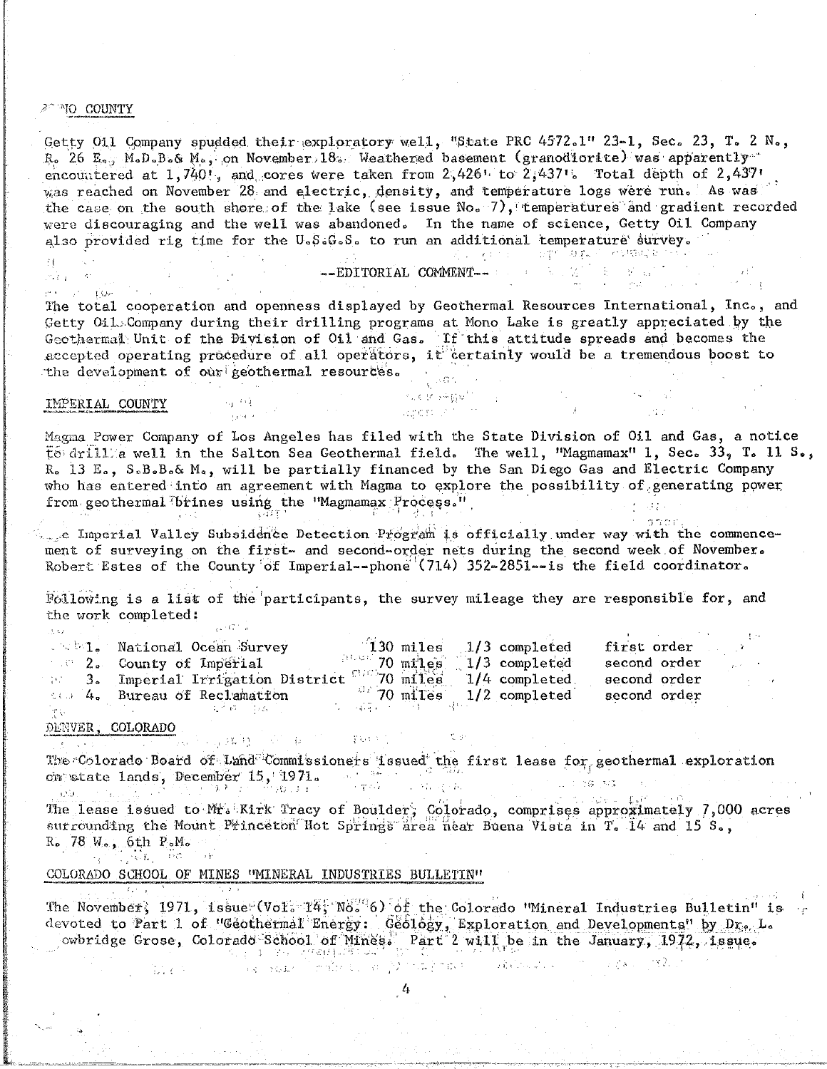MONO COUNTY

Getty Oil Company spudded their exploratory well, "State PRC 4572.1" 23-1, Sec. 23, T. 2 N., R. 26 E., M.D.B.& M., on November 18. Weathered basement (granodiorite) was apparently encountered at 1,740', and cores were taken from 2,426' to 2,437'. Total depth of 2,437' was reached on November 28 and electric, density, and temperature logs were run. As was the case on the south shore of the lake (see issue No. 7), temperatures and gradient recorded were discouraging and the well was abandoned. In the name of science, Getty Oil Company also provided rig time for the U.S.G.S. to run an additional temperature survey.

--EDITORIAL COMMENT--

The total cooperation and openness displayed by Geothermal Resources International, Inc., and Getty Oil Company during their drilling programs at Mono Lake is greatly appreciated by the Geothermal Unit of the Division of Oil and Gas. If this attitude spreads and becomes the accepted operating procedure of all operators, it certainly would be a tremendous boost to the development of our geothermal resources.

IMPERIAL COUNTY

Magma Power Company of Los Angeles has filed with the State Division of Oil and Gas, a notice to drill a well in the Salton Sea Geothermal field. The well, "Magmamax" 1, Sec. 33, T. 11 S., R. 13 E., S.B.B.& M., will be partially financed by the San Diego Gas and Electric Company who has entered into an agreement with Magma to explore the possibility of generating power from geothermal brines using the "Magmamax Process."

The Imperial Valley Subsidence Detection Program is officially under way with the commencement of surveying on the first- and second-order nets during the second week of November. Robert Estes of the County of Imperial--phone (714) 352-2851--is the field coordinator.

Following is a list of the participants, the survey mileage they are responsible for, and the work completed:

| | Participant | Mileage | Completed | Order |
|---|---|---|---|---|
| 1. | National Ocean Survey | 130 miles | 1/3 completed | first order |
| 2. | County of Imperial | 70 miles | 1/3 completed | second order |
| 3. | Imperial Irrigation District | 70 miles | 1/4 completed | second order |
| 4. | Bureau of Reclamation | 70 miles | 1/2 completed | second order |

DENVER, COLORADO

The Colorado Board of Land Commissioners issued the first lease for geothermal exploration on state lands, December 15, 1971.

The lease issued to Mr. Kirk Tracy of Boulder, Colorado, comprises approximately 7,000 acres surrounding the Mount Princeton Hot Springs area near Buena Vista in T. 14 and 15 S., R. 78 W., 6th P.M.

COLORADO SCHOOL OF MINES "MINERAL INDUSTRIES BULLETIN"

The November, 1971, issue (Vol. 14, No. 6) of the Colorado "Mineral Industries Bulletin" is devoted to Part 1 of "Geothermal Energy: Geology, Exploration and Developments" by Dr. L. Trowbridge Grose, Colorado School of Mines. Part 2 will be in the January, 1972, issue.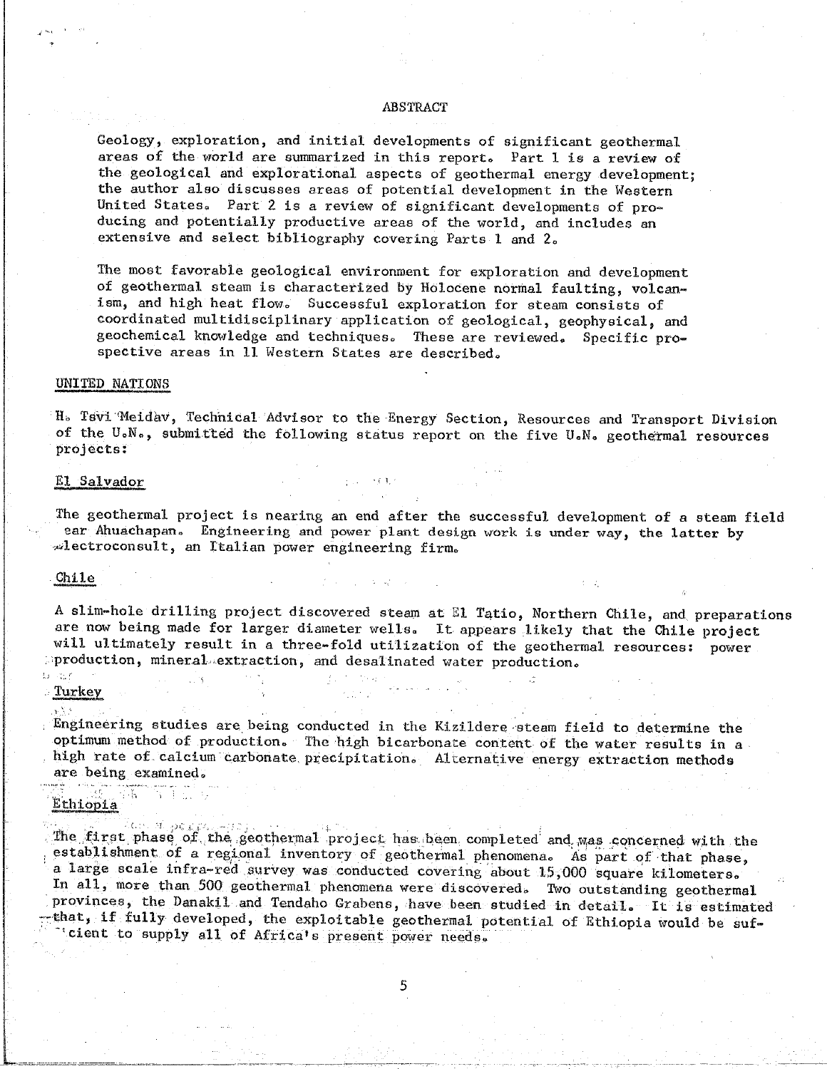## ABSTRACT

Geology, exploration, and initial developments of significant geothermal areas of the world are summarized in this report. Part 1 is a review of the geological and explorational aspects of geothermal energy development; the author also discusses areas of potential development in the Western United States. Part 2 is a review of significant developments of producing and potentially productive areas of the world, and includes an extensive and select bibliography covering Parts 1 and 2.

The most favorable geological environment for exploration and development of geothermal steam is characterized by Holocene normal faulting, volcanism, and high heat flow. Successful exploration for steam consists of coordinated multidisciplinary application of geological, geophysical, and geochemical knowledge and techniques. These are reviewed. Specific prospective areas in 11 Western States are described.

## UNITED NATIONS

H. Tsvi Meidav, Technical Advisor to the Energy Section, Resources and Transport Division of the U.N., submitted the following status report on the five U.N. geothermal resources projects:

### El Salvador

The geothermal project is nearing an end after the successful development of a steam field near Ahuachapan. Engineering and power plant design work is under way, the latter by Electroconsult, an Italian power engineering firm.

### Chile

A slim-hole drilling project discovered steam at El Tatio, Northern Chile, and preparations are now being made for larger diameter wells. It appears likely that the Chile project will ultimately result in a three-fold utilization of the geothermal resources: power production, mineral extraction, and desalinated water production.

### Turkey

Engineering studies are being conducted in the Kizildere steam field to determine the optimum method of production. The high bicarbonate content of the water results in a high rate of calcium carbonate precipitation. Alternative energy extraction methods are being examined.

### Ethiopia

The first phase of the geothermal project has been completed and was concerned with the establishment of a regional inventory of geothermal phenomena. As part of that phase, a large scale infra-red survey was conducted covering about 15,000 square kilometers. In all, more than 500 geothermal phenomena were discovered. Two outstanding geothermal provinces, the Danakil and Tendaho Grabens, have been studied in detail. It is estimated that, if fully developed, the exploitable geothermal potential of Ethiopia would be sufficient to supply all of Africa's present power needs.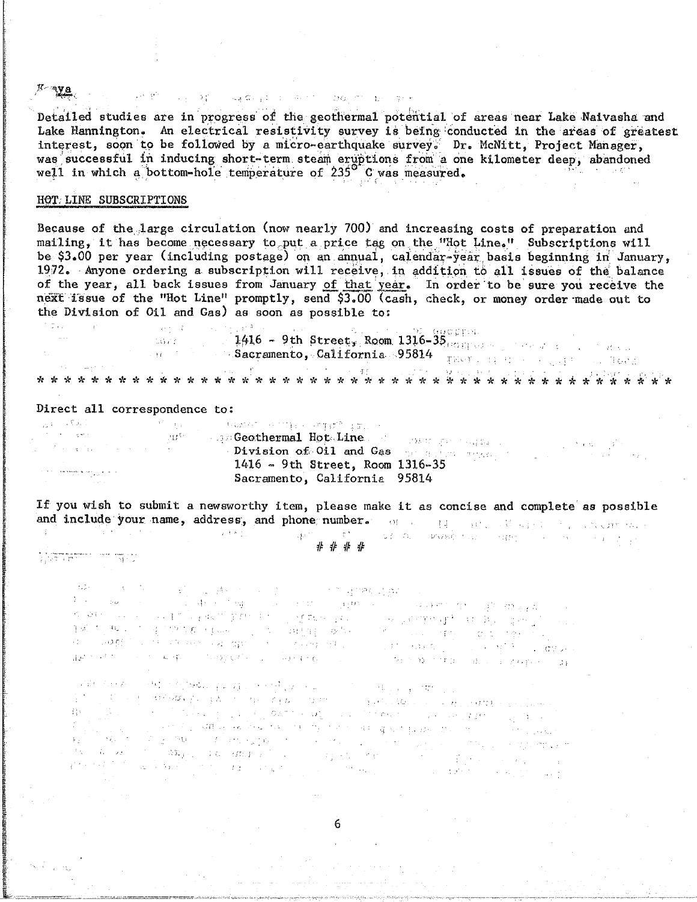Kenya

Detailed studies are in progress of the geothermal potential of areas near Lake Naivasha and Lake Hannington. An electrical resistivity survey is being conducted in the areas of greatest interest, soon to be followed by a micro-earthquake survey. Dr. McNitt, Project Manager, was successful in inducing short-term steam eruptions from a one kilometer deep, abandoned well in which a bottom-hole temperature of 235° C was measured.

## HOT LINE SUBSCRIPTIONS

Because of the large circulation (now nearly 700) and increasing costs of preparation and mailing, it has become necessary to put a price tag on the "Hot Line." Subscriptions will be $3.00 per year (including postage) on an annual, calendar-year basis beginning in January, 1972. Anyone ordering a subscription will receive, in addition to all issues of the balance of the year, all back issues from January of that year. In order to be sure you receive the next issue of the "Hot Line" promptly, send $3.00 (cash, check, or money order made out to the Division of Oil and Gas) as soon as possible to:

1416 - 9th Street, Room 1316-35
Sacramento, California 95814

* * * * * * * * * * * * * * * * * * * * * * * * * * * * * * * * * * * * * * * * * * * * * * * * * *

Direct all correspondence to:

Geothermal Hot Line
Division of Oil and Gas
1416 - 9th Street, Room 1316-35
Sacramento, California 95814

If you wish to submit a newsworthy item, please make it as concise and complete as possible and include your name, address, and phone number.

# # # #